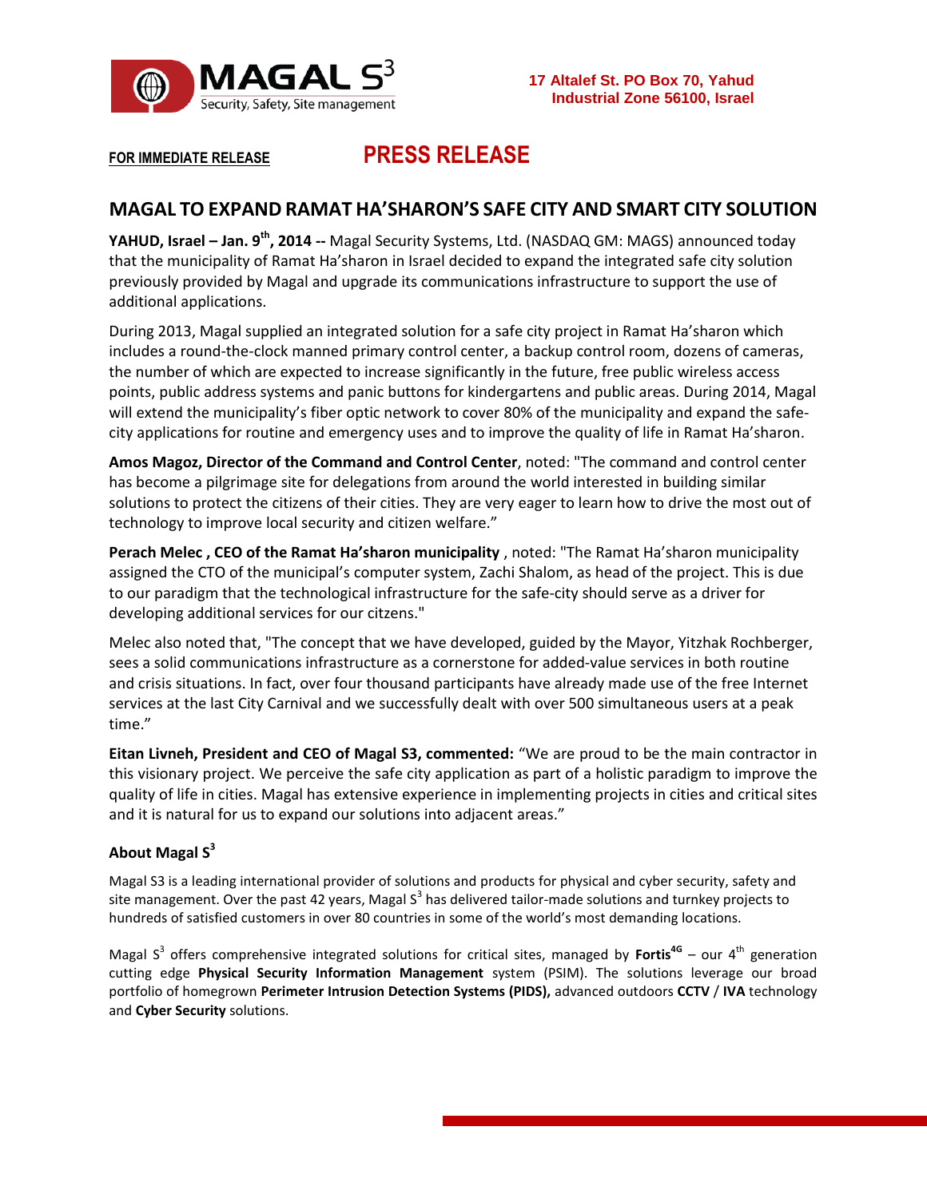MAGAL S³
Security, Safety, Site management

17 Altalef St. PO Box 70, Yahud
Industrial Zone 56100, Israel

**FOR IMMEDIATE RELEASE** **PRESS RELEASE**

# MAGAL TO EXPAND RAMAT HA'SHARON'S SAFE CITY AND SMART CITY SOLUTION

**YAHUD, Israel – Jan. 9th, 2014 --** Magal Security Systems, Ltd. (NASDAQ GM: MAGS) announced today that the municipality of Ramat Ha'sharon in Israel decided to expand the integrated safe city solution previously provided by Magal and upgrade its communications infrastructure to support the use of additional applications.

During 2013, Magal supplied an integrated solution for a safe city project in Ramat Ha'sharon which includes a round-the-clock manned primary control center, a backup control room, dozens of cameras, the number of which are expected to increase significantly in the future, free public wireless access points, public address systems and panic buttons for kindergartens and public areas. During 2014, Magal will extend the municipality's fiber optic network to cover 80% of the municipality and expand the safe-city applications for routine and emergency uses and to improve the quality of life in Ramat Ha'sharon.

**Amos Magoz, Director of the Command and Control Center**, noted: "The command and control center has become a pilgrimage site for delegations from around the world interested in building similar solutions to protect the citizens of their cities. They are very eager to learn how to drive the most out of technology to improve local security and citizen welfare."

**Perach Melec , CEO of the Ramat Ha'sharon municipality** , noted: "The Ramat Ha'sharon municipality assigned the CTO of the municipal's computer system, Zachi Shalom, as head of the project. This is due to our paradigm that the technological infrastructure for the safe-city should serve as a driver for developing additional services for our citzens."

Melec also noted that, "The concept that we have developed, guided by the Mayor, Yitzhak Rochberger, sees a solid communications infrastructure as a cornerstone for added-value services in both routine and crisis situations. In fact, over four thousand participants have already made use of the free Internet services at the last City Carnival and we successfully dealt with over 500 simultaneous users at a peak time."

**Eitan Livneh, President and CEO of Magal S3, commented:** "We are proud to be the main contractor in this visionary project. We perceive the safe city application as part of a holistic paradigm to improve the quality of life in cities. Magal has extensive experience in implementing projects in cities and critical sites and it is natural for us to expand our solutions into adjacent areas."

### About Magal S³

Magal S3 is a leading international provider of solutions and products for physical and cyber security, safety and site management. Over the past 42 years, Magal S³ has delivered tailor-made solutions and turnkey projects to hundreds of satisfied customers in over 80 countries in some of the world's most demanding locations.

Magal S³ offers comprehensive integrated solutions for critical sites, managed by **Fortis4G** – our 4th generation cutting edge **Physical Security Information Management** system (PSIM). The solutions leverage our broad portfolio of homegrown **Perimeter Intrusion Detection Systems (PIDS),** advanced outdoors **CCTV** / **IVA** technology and **Cyber Security** solutions.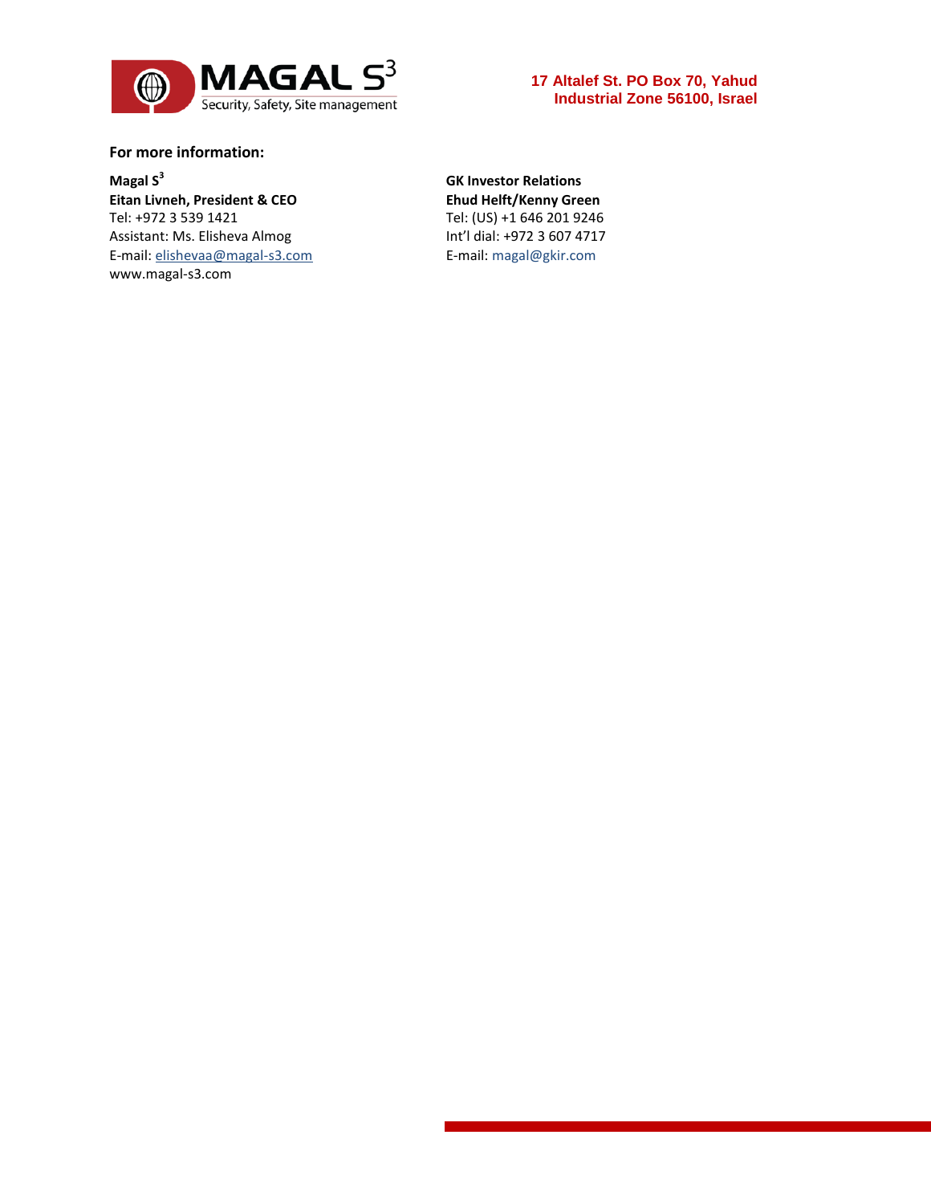17 Altalef St. PO Box 70, Yahud
Industrial Zone 56100, Israel

**For more information:**

**Magal $S^3$**
**Eitan Livneh, President & CEO**
Tel: +972 3 539 1421
Assistant: Ms. Elisheva Almog
E-mail: elishevaa@magal-s3.com
www.magal-s3.com

**GK Investor Relations**
**Ehud Helft/Kenny Green**
Tel: (US) +1 646 201 9246
Int'l dial: +972 3 607 4717
E-mail: magal@gkir.com